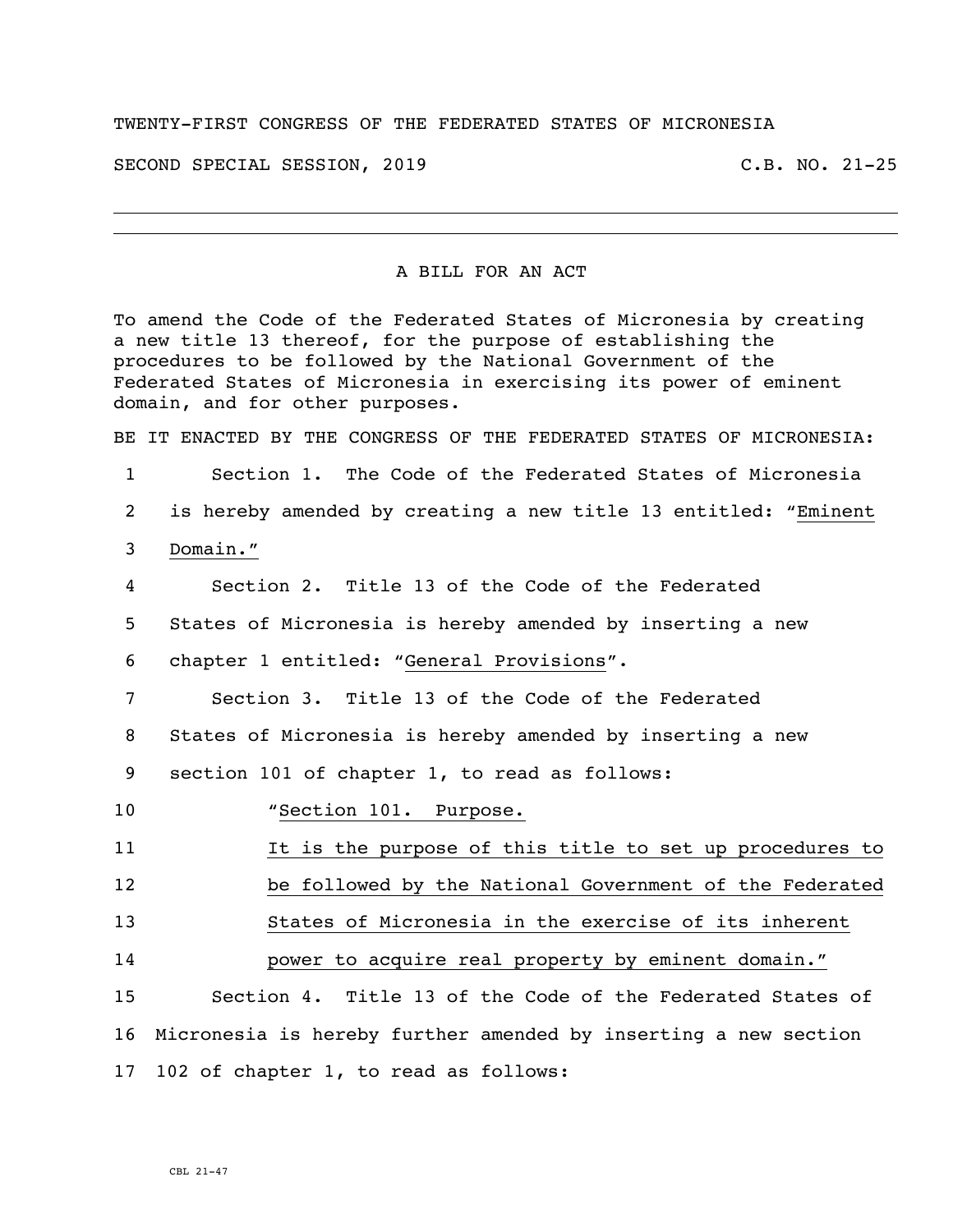TWENTY-FIRST CONGRESS OF THE FEDERATED STATES OF MICRONESIA

SECOND SPECIAL SESSION, 2019 C.B. NO. 21-25

---

# A BILL FOR AN ACT

To amend the Code of the Federated States of Micronesia by creating a new title 13 thereof, for the purpose of establishing the procedures to be followed by the National Government of the Federated States of Micronesia in exercising its power of eminent domain, and for other purposes.

BE IT ENACTED BY THE CONGRESS OF THE FEDERATED STATES OF MICRONESIA:

1 Section 1. The Code of the Federated States of Micronesia
2 is hereby amended by creating a new title 13 entitled: "Eminent
3 Domain."
4 Section 2. Title 13 of the Code of the Federated
5 States of Micronesia is hereby amended by inserting a new
6 chapter 1 entitled: "General Provisions".
7 Section 3. Title 13 of the Code of the Federated
8 States of Micronesia is hereby amended by inserting a new
9 section 101 of chapter 1, to read as follows:
10 "Section 101. Purpose.
11 It is the purpose of this title to set up procedures to
12 be followed by the National Government of the Federated
13 States of Micronesia in the exercise of its inherent
14 power to acquire real property by eminent domain."
15 Section 4. Title 13 of the Code of the Federated States of
16 Micronesia is hereby further amended by inserting a new section
17 102 of chapter 1, to read as follows:

CBL 21-47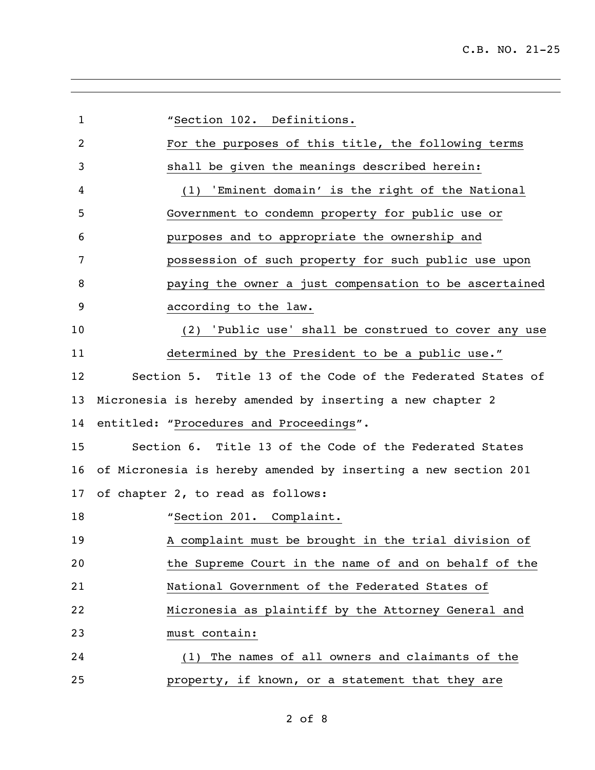"Section 102. Definitions.

For the purposes of this title, the following terms shall be given the meanings described herein:

(1) 'Eminent domain' is the right of the National Government to condemn property for public use or purposes and to appropriate the ownership and possession of such property for such public use upon paying the owner a just compensation to be ascertained according to the law.

(2) 'Public use' shall be construed to cover any use determined by the President to be a public use."

Section 5. Title 13 of the Code of the Federated States of Micronesia is hereby amended by inserting a new chapter 2 entitled: "Procedures and Proceedings".

Section 6. Title 13 of the Code of the Federated States of Micronesia is hereby amended by inserting a new section 201 of chapter 2, to read as follows:

"Section 201. Complaint.

A complaint must be brought in the trial division of the Supreme Court in the name of and on behalf of the National Government of the Federated States of Micronesia as plaintiff by the Attorney General and must contain:

(1) The names of all owners and claimants of the property, if known, or a statement that they are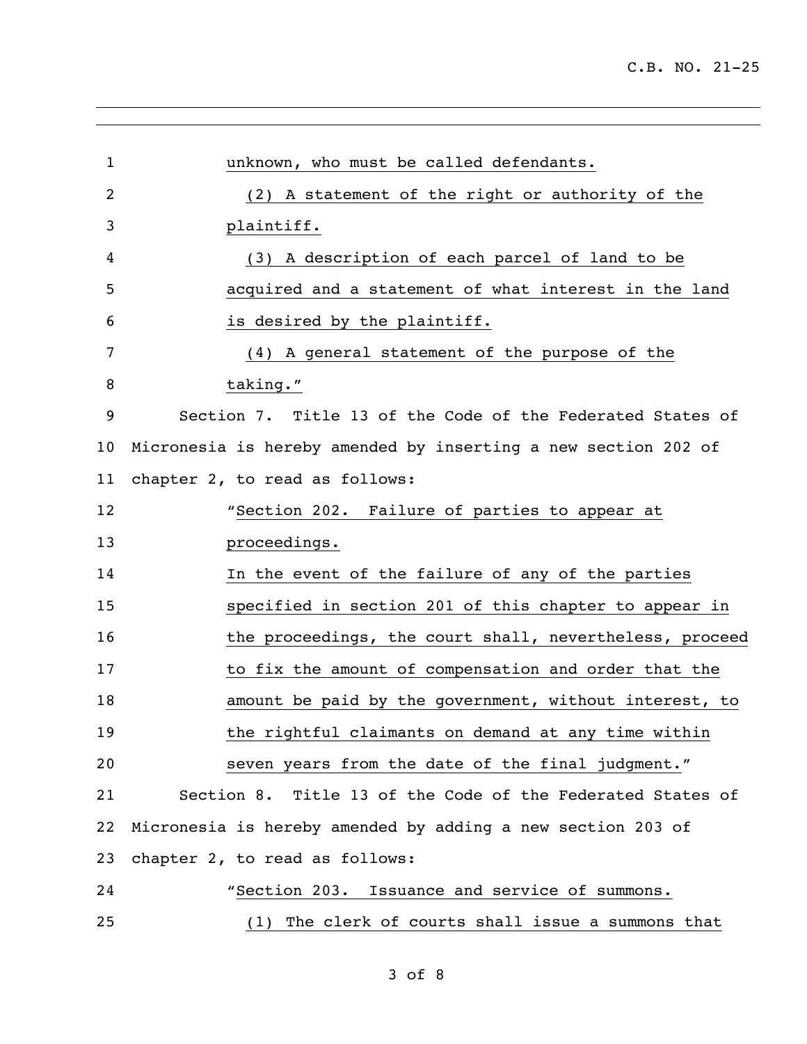unknown, who must be called defendants.

(2) A statement of the right or authority of the plaintiff.

(3) A description of each parcel of land to be acquired and a statement of what interest in the land is desired by the plaintiff.

(4) A general statement of the purpose of the taking."

Section 7. Title 13 of the Code of the Federated States of Micronesia is hereby amended by inserting a new section 202 of chapter 2, to read as follows:

"Section 202. Failure of parties to appear at proceedings.

In the event of the failure of any of the parties specified in section 201 of this chapter to appear in the proceedings, the court shall, nevertheless, proceed to fix the amount of compensation and order that the amount be paid by the government, without interest, to the rightful claimants on demand at any time within seven years from the date of the final judgment."

Section 8. Title 13 of the Code of the Federated States of Micronesia is hereby amended by adding a new section 203 of chapter 2, to read as follows:

"Section 203. Issuance and service of summons.

(1) The clerk of courts shall issue a summons that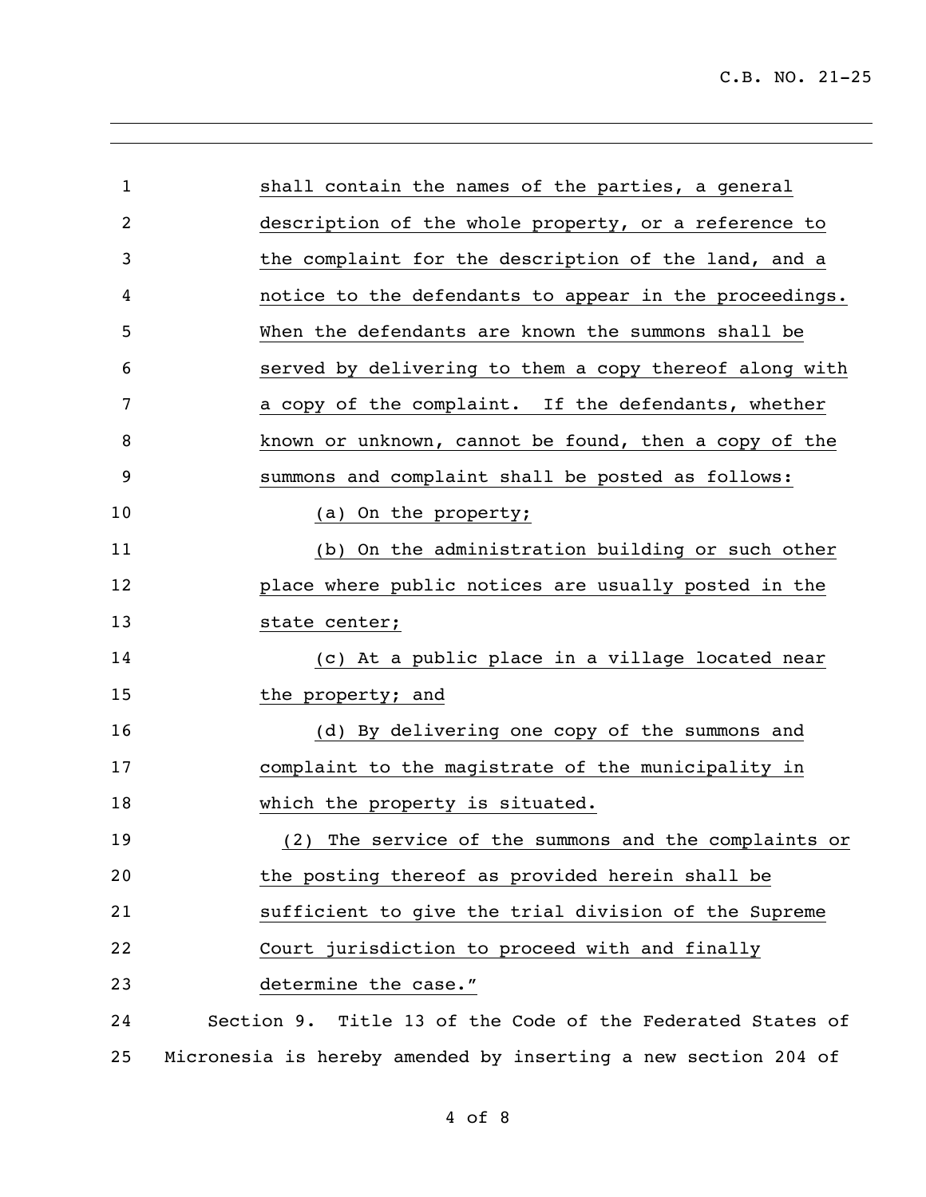shall contain the names of the parties, a general description of the whole property, or a reference to the complaint for the description of the land, and a notice to the defendants to appear in the proceedings. When the defendants are known the summons shall be served by delivering to them a copy thereof along with a copy of the complaint. If the defendants, whether known or unknown, cannot be found, then a copy of the summons and complaint shall be posted as follows:

(a) On the property;

(b) On the administration building or such other place where public notices are usually posted in the state center;

(c) At a public place in a village located near the property; and

(d) By delivering one copy of the summons and complaint to the magistrate of the municipality in which the property is situated.

(2) The service of the summons and the complaints or the posting thereof as provided herein shall be sufficient to give the trial division of the Supreme Court jurisdiction to proceed with and finally determine the case."

Section 9. Title 13 of the Code of the Federated States of Micronesia is hereby amended by inserting a new section 204 of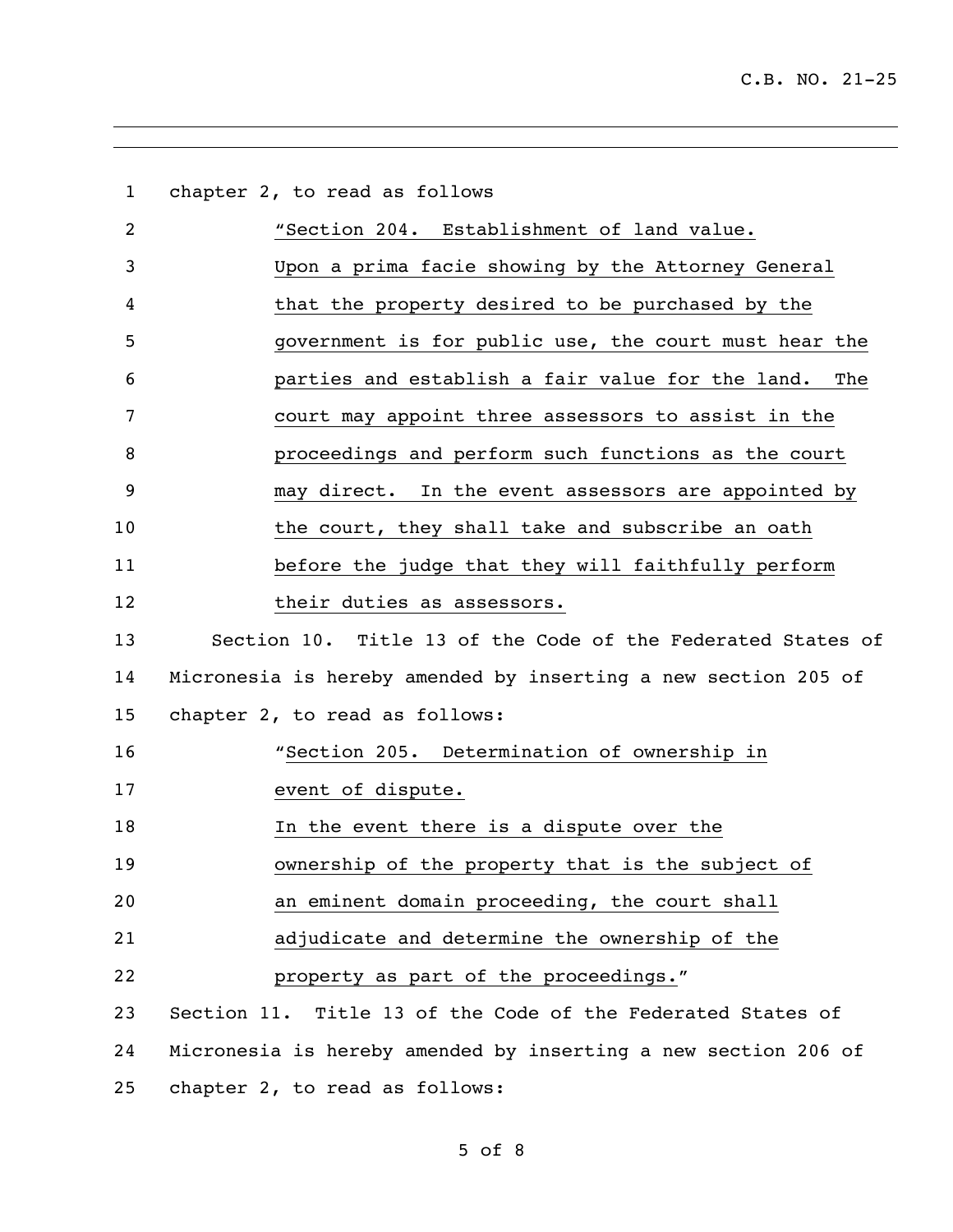chapter 2, to read as follows

"Section 204. Establishment of land value.

Upon a prima facie showing by the Attorney General that the property desired to be purchased by the government is for public use, the court must hear the parties and establish a fair value for the land. The court may appoint three assessors to assist in the proceedings and perform such functions as the court may direct. In the event assessors are appointed by the court, they shall take and subscribe an oath before the judge that they will faithfully perform their duties as assessors.

Section 10. Title 13 of the Code of the Federated States of Micronesia is hereby amended by inserting a new section 205 of chapter 2, to read as follows:

"Section 205. Determination of ownership in event of dispute.

In the event there is a dispute over the ownership of the property that is the subject of an eminent domain proceeding, the court shall adjudicate and determine the ownership of the property as part of the proceedings."

Section 11. Title 13 of the Code of the Federated States of Micronesia is hereby amended by inserting a new section 206 of chapter 2, to read as follows: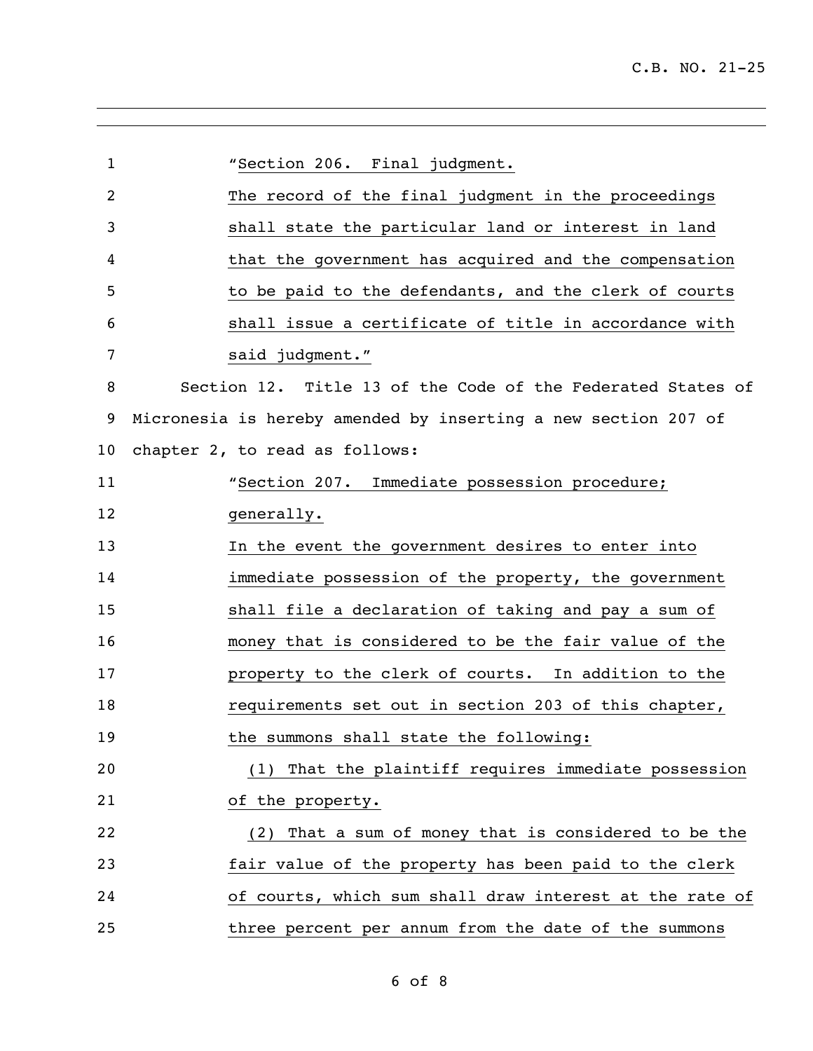"Section 206. Final judgment.

The record of the final judgment in the proceedings shall state the particular land or interest in land that the government has acquired and the compensation to be paid to the defendants, and the clerk of courts shall issue a certificate of title in accordance with said judgment."

Section 12. Title 13 of the Code of the Federated States of Micronesia is hereby amended by inserting a new section 207 of chapter 2, to read as follows:

"Section 207. Immediate possession procedure; generally.

In the event the government desires to enter into immediate possession of the property, the government shall file a declaration of taking and pay a sum of money that is considered to be the fair value of the property to the clerk of courts. In addition to the requirements set out in section 203 of this chapter, the summons shall state the following:

(1) That the plaintiff requires immediate possession of the property.

(2) That a sum of money that is considered to be the fair value of the property has been paid to the clerk of courts, which sum shall draw interest at the rate of three percent per annum from the date of the summons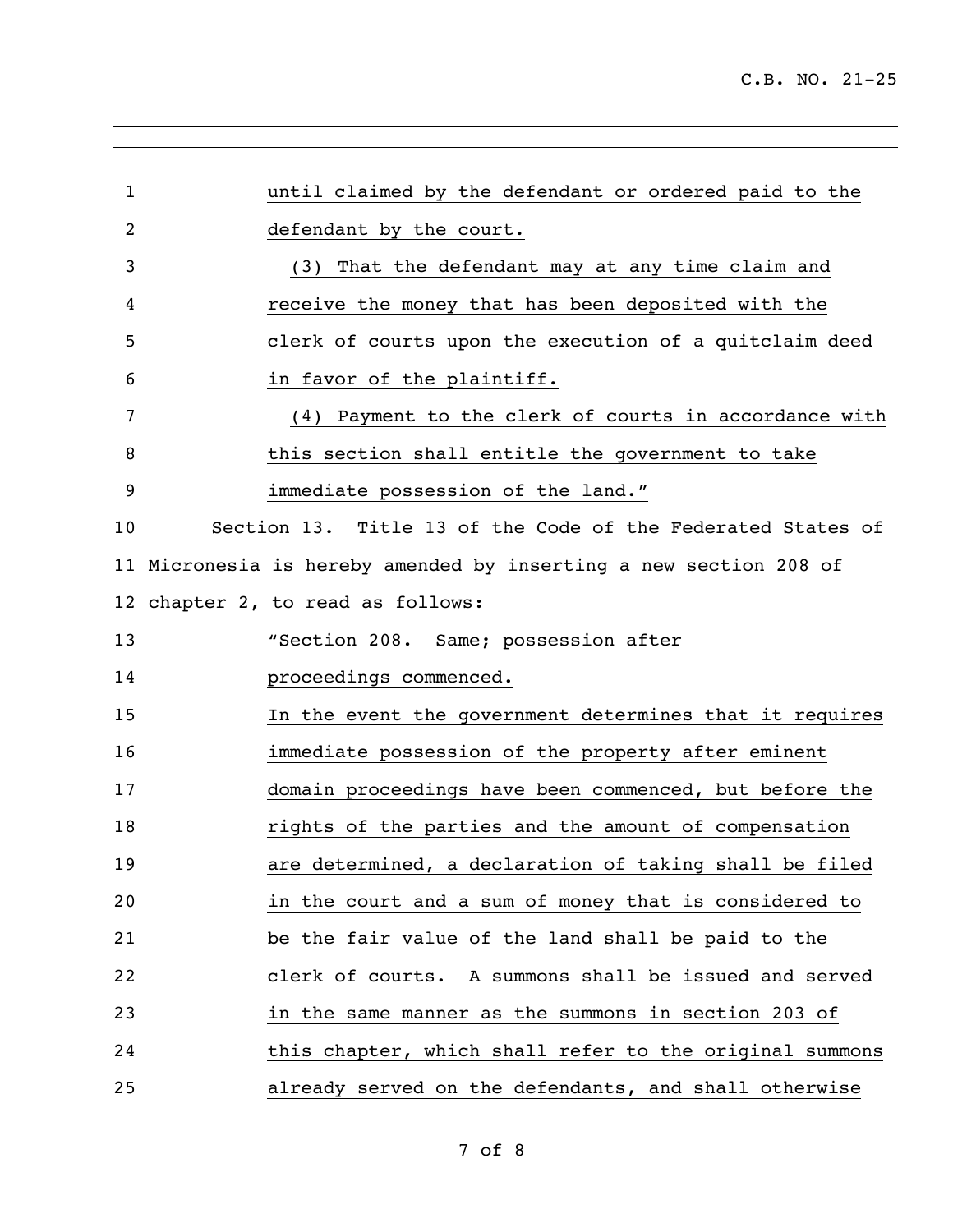until claimed by the defendant or ordered paid to the defendant by the court.

(3) That the defendant may at any time claim and receive the money that has been deposited with the clerk of courts upon the execution of a quitclaim deed in favor of the plaintiff.

(4) Payment to the clerk of courts in accordance with this section shall entitle the government to take immediate possession of the land."

Section 13. Title 13 of the Code of the Federated States of Micronesia is hereby amended by inserting a new section 208 of chapter 2, to read as follows:

"Section 208. Same; possession after proceedings commenced.

In the event the government determines that it requires immediate possession of the property after eminent domain proceedings have been commenced, but before the rights of the parties and the amount of compensation are determined, a declaration of taking shall be filed in the court and a sum of money that is considered to be the fair value of the land shall be paid to the clerk of courts. A summons shall be issued and served in the same manner as the summons in section 203 of this chapter, which shall refer to the original summons already served on the defendants, and shall otherwise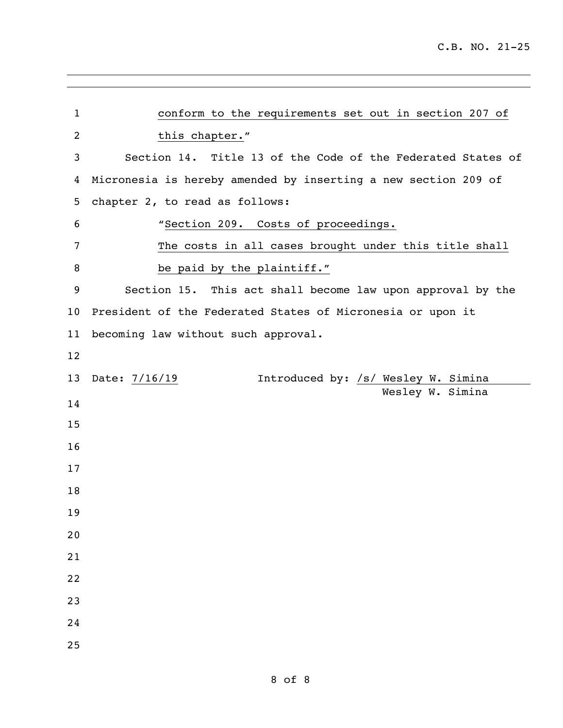conform to the requirements set out in section 207 of this chapter."

Section 14. Title 13 of the Code of the Federated States of Micronesia is hereby amended by inserting a new section 209 of chapter 2, to read as follows:

"Section 209. Costs of proceedings.

The costs in all cases brought under this title shall be paid by the plaintiff."

Section 15. This act shall become law upon approval by the President of the Federated States of Micronesia or upon it becoming law without such approval.

Date: 7/16/19 Introduced by: /s/ Wesley W. Simina

Wesley W. Simina